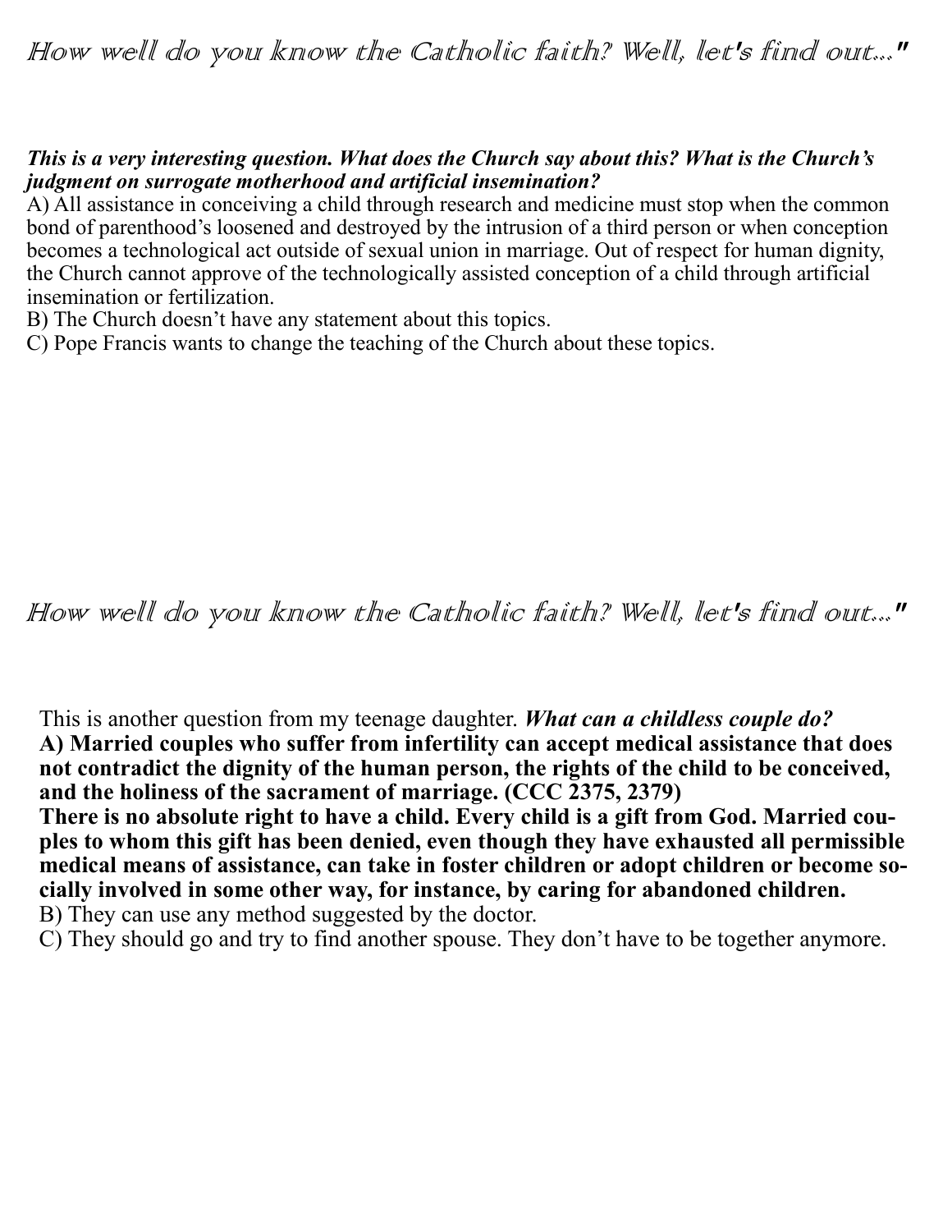*How well do you know the Catholic faith? Well, let's find out..."*

***This is a very interesting question. What does the Church say about this? What is the Church's judgment on surrogate motherhood and artificial insemination?***

A) All assistance in conceiving a child through research and medicine must stop when the common bond of parenthood's loosened and destroyed by the intrusion of a third person or when conception becomes a technological act outside of sexual union in marriage. Out of respect for human dignity, the Church cannot approve of the technologically assisted conception of a child through artificial insemination or fertilization.

B) The Church doesn't have any statement about this topics.

C) Pope Francis wants to change the teaching of the Church about these topics.

*How well do you know the Catholic faith? Well, let's find out..."*

This is another question from my teenage daughter. ***What can a childless couple do?***

**A) Married couples who suffer from infertility can accept medical assistance that does not contradict the dignity of the human person, the rights of the child to be conceived, and the holiness of the sacrament of marriage. (CCC 2375, 2379)**

**There is no absolute right to have a child. Every child is a gift from God. Married couples to whom this gift has been denied, even though they have exhausted all permissible medical means of assistance, can take in foster children or adopt children or become socially involved in some other way, for instance, by caring for abandoned children.**

B) They can use any method suggested by the doctor.

C) They should go and try to find another spouse. They don't have to be together anymore.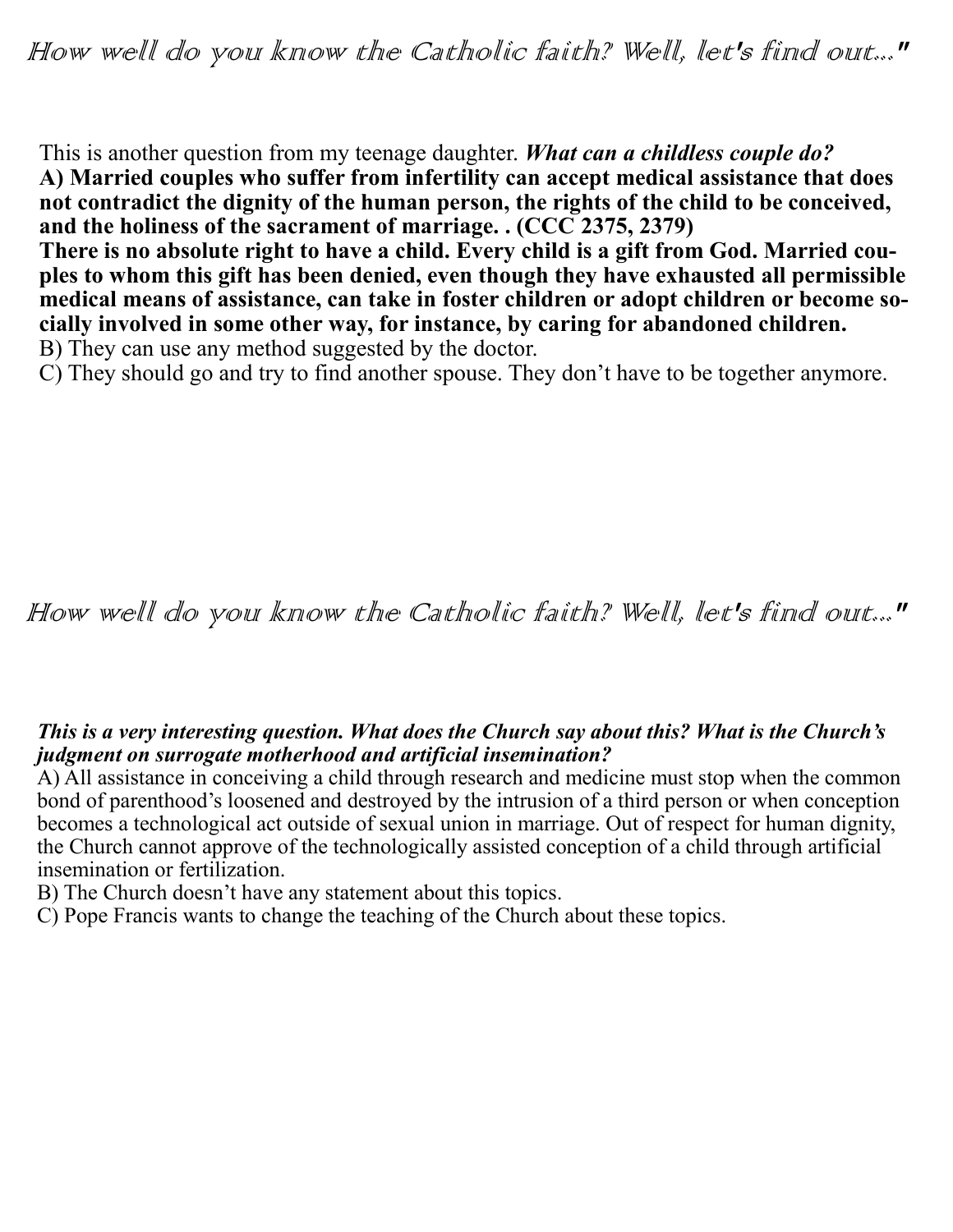*How well do you know the Catholic faith? Well, let's find out..."*

This is another question from my teenage daughter. ***What can a childless couple do?***
**A) Married couples who suffer from infertility can accept medical assistance that does not contradict the dignity of the human person, the rights of the child to be conceived, and the holiness of the sacrament of marriage. . (CCC 2375, 2379)**
**There is no absolute right to have a child. Every child is a gift from God. Married couples to whom this gift has been denied, even though they have exhausted all permissible medical means of assistance, can take in foster children or adopt children or become socially involved in some other way, for instance, by caring for abandoned children.**
B) They can use any method suggested by the doctor.
C) They should go and try to find another spouse. They don't have to be together anymore.

*How well do you know the Catholic faith? Well, let's find out..."*

***This is a very interesting question. What does the Church say about this? What is the Church's judgment on surrogate motherhood and artificial insemination?***
A) All assistance in conceiving a child through research and medicine must stop when the common bond of parenthood's loosened and destroyed by the intrusion of a third person or when conception becomes a technological act outside of sexual union in marriage. Out of respect for human dignity, the Church cannot approve of the technologically assisted conception of a child through artificial insemination or fertilization.
B) The Church doesn't have any statement about this topics.
C) Pope Francis wants to change the teaching of the Church about these topics.